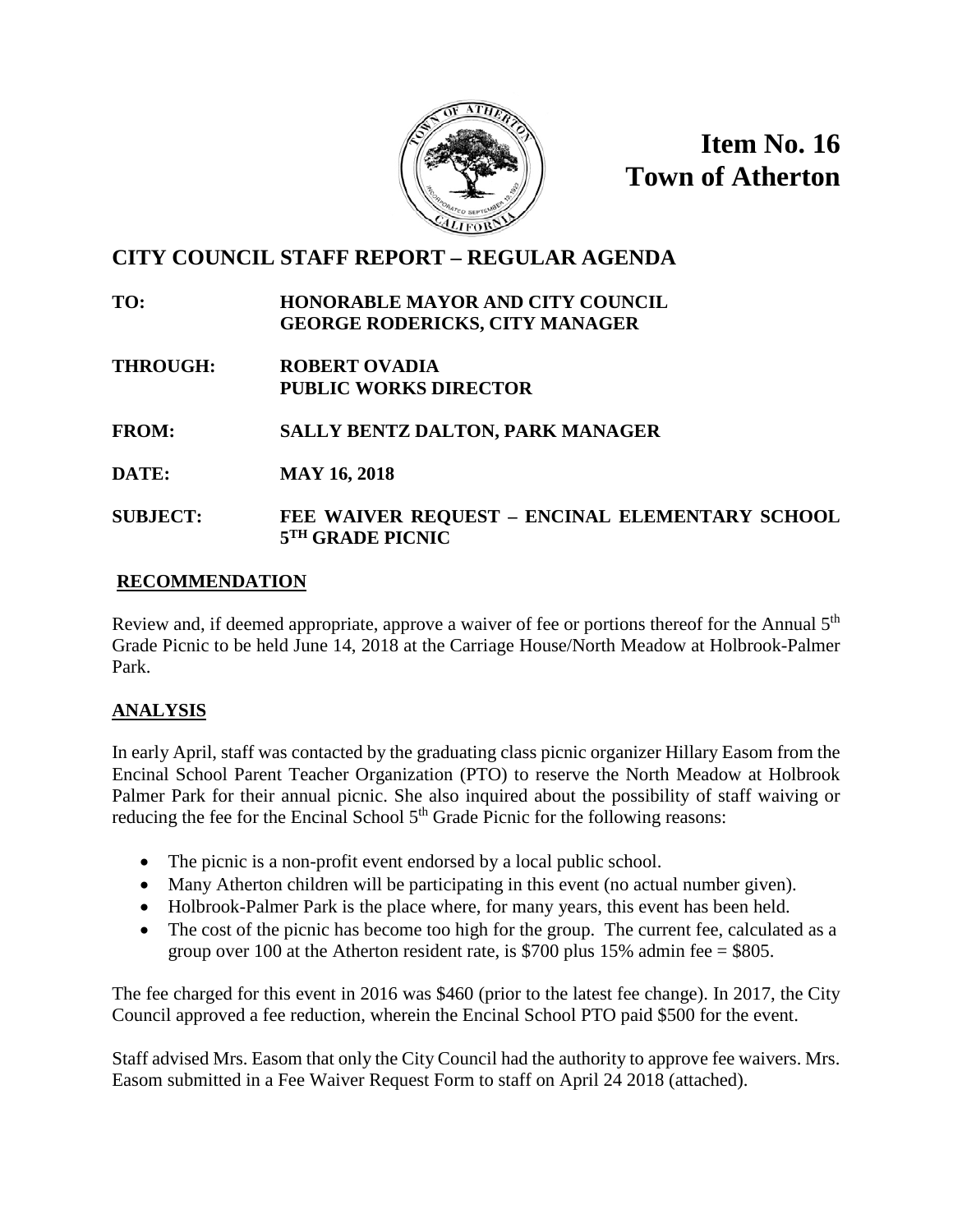**Item No. 16**
**Town of Atherton**

# CITY COUNCIL STAFF REPORT – REGULAR AGENDA

**TO:** HONORABLE MAYOR AND CITY COUNCIL
GEORGE RODERICKS, CITY MANAGER

**THROUGH:** ROBERT OVADIA
PUBLIC WORKS DIRECTOR

**FROM:** SALLY BENTZ DALTON, PARK MANAGER

**DATE:** MAY 16, 2018

**SUBJECT:** FEE WAIVER REQUEST – ENCINAL ELEMENTARY SCHOOL 5TH GRADE PICNIC

## RECOMMENDATION

Review and, if deemed appropriate, approve a waiver of fee or portions thereof for the Annual 5th Grade Picnic to be held June 14, 2018 at the Carriage House/North Meadow at Holbrook-Palmer Park.

## ANALYSIS

In early April, staff was contacted by the graduating class picnic organizer Hillary Easom from the Encinal School Parent Teacher Organization (PTO) to reserve the North Meadow at Holbrook Palmer Park for their annual picnic. She also inquired about the possibility of staff waiving or reducing the fee for the Encinal School 5th Grade Picnic for the following reasons:

- The picnic is a non-profit event endorsed by a local public school.
- Many Atherton children will be participating in this event (no actual number given).
- Holbrook-Palmer Park is the place where, for many years, this event has been held.
- The cost of the picnic has become too high for the group. The current fee, calculated as a group over 100 at the Atherton resident rate, is $700 plus 15% admin fee = $805.

The fee charged for this event in 2016 was $460 (prior to the latest fee change). In 2017, the City Council approved a fee reduction, wherein the Encinal School PTO paid $500 for the event.

Staff advised Mrs. Easom that only the City Council had the authority to approve fee waivers. Mrs. Easom submitted in a Fee Waiver Request Form to staff on April 24 2018 (attached).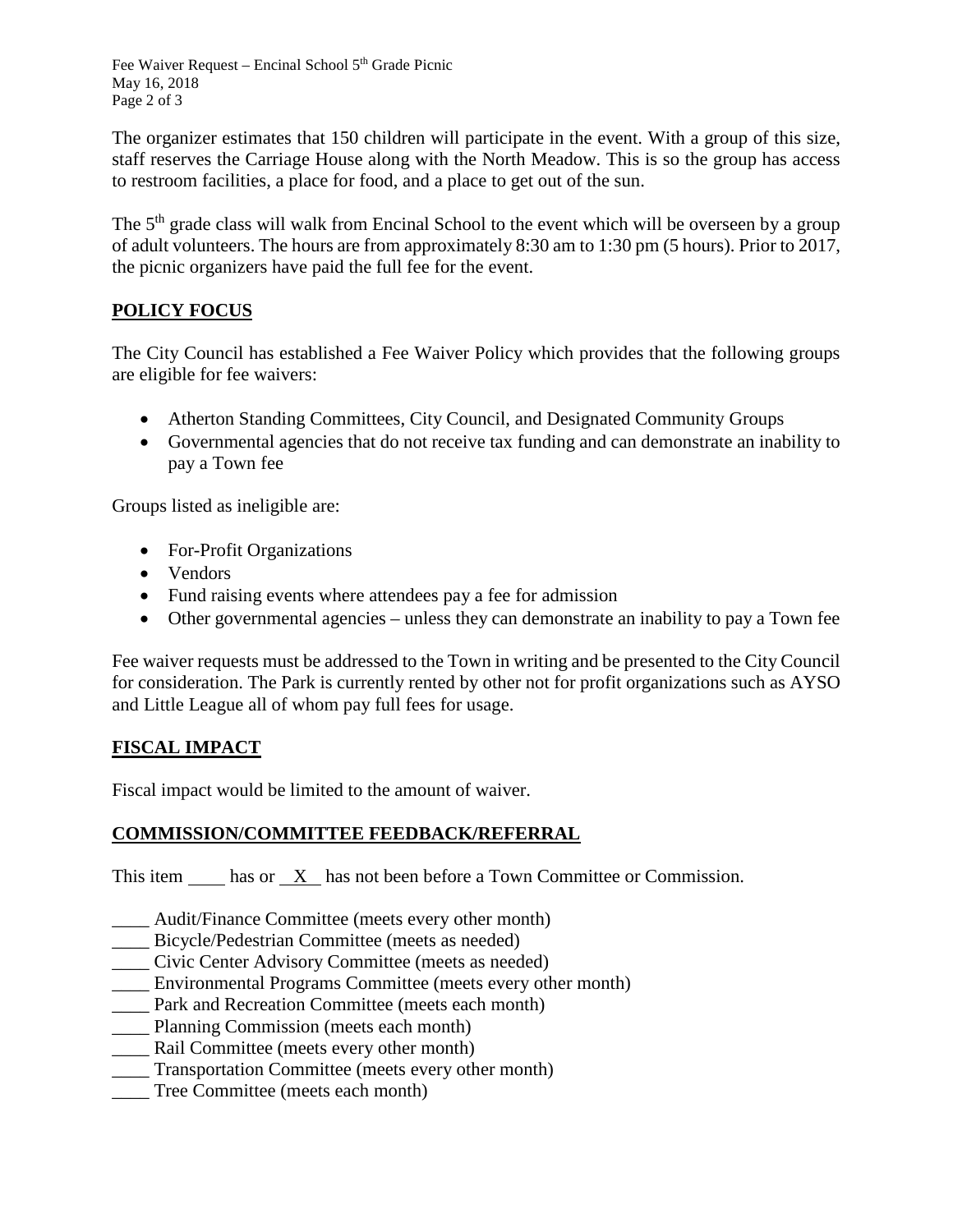The organizer estimates that 150 children will participate in the event. With a group of this size, staff reserves the Carriage House along with the North Meadow. This is so the group has access to restroom facilities, a place for food, and a place to get out of the sun.

The 5th grade class will walk from Encinal School to the event which will be overseen by a group of adult volunteers. The hours are from approximately 8:30 am to 1:30 pm (5 hours). Prior to 2017, the picnic organizers have paid the full fee for the event.

## POLICY FOCUS

The City Council has established a Fee Waiver Policy which provides that the following groups are eligible for fee waivers:

- Atherton Standing Committees, City Council, and Designated Community Groups
- Governmental agencies that do not receive tax funding and can demonstrate an inability to pay a Town fee

Groups listed as ineligible are:

- For-Profit Organizations
- Vendors
- Fund raising events where attendees pay a fee for admission
- Other governmental agencies – unless they can demonstrate an inability to pay a Town fee

Fee waiver requests must be addressed to the Town in writing and be presented to the City Council for consideration. The Park is currently rented by other not for profit organizations such as AYSO and Little League all of whom pay full fees for usage.

## FISCAL IMPACT

Fiscal impact would be limited to the amount of waiver.

## COMMISSION/COMMITTEE FEEDBACK/REFERRAL

This item ____ has or __X__ has not been before a Town Committee or Commission.

____ Audit/Finance Committee (meets every other month)
____ Bicycle/Pedestrian Committee (meets as needed)
____ Civic Center Advisory Committee (meets as needed)
____ Environmental Programs Committee (meets every other month)
____ Park and Recreation Committee (meets each month)
____ Planning Commission (meets each month)
____ Rail Committee (meets every other month)
____ Transportation Committee (meets every other month)
____ Tree Committee (meets each month)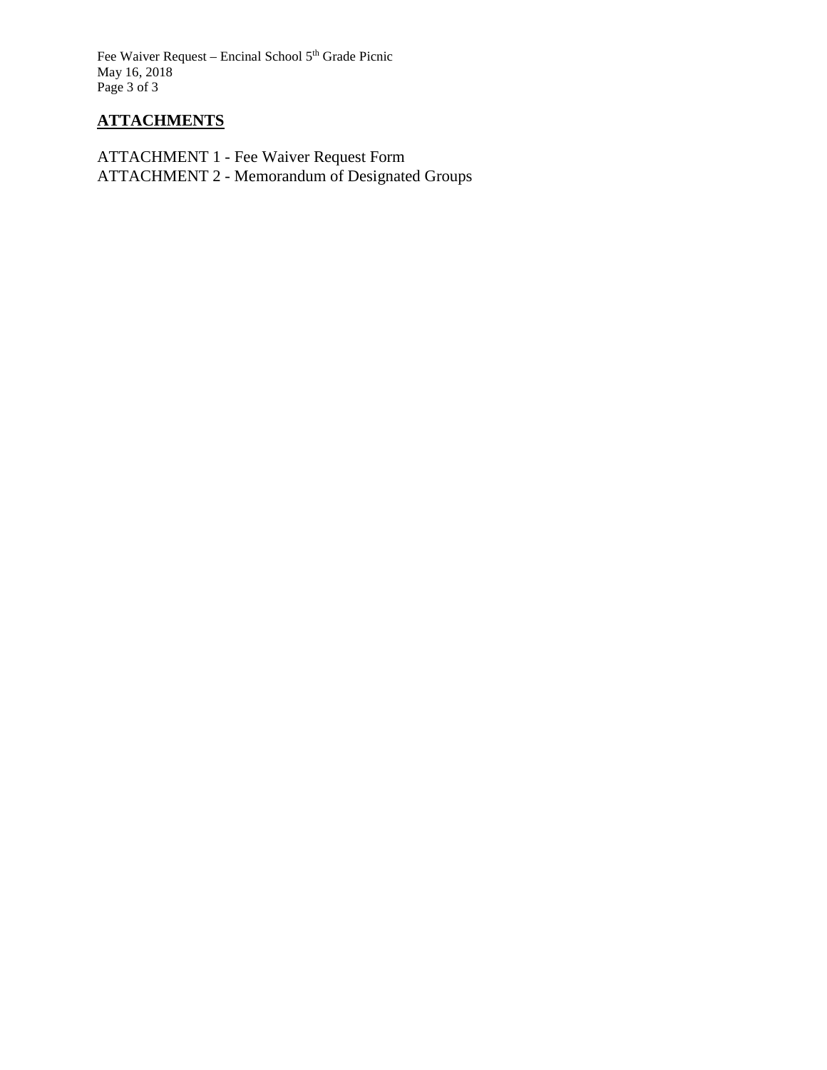## ATTACHMENTS

ATTACHMENT 1 - Fee Waiver Request Form
ATTACHMENT 2 - Memorandum of Designated Groups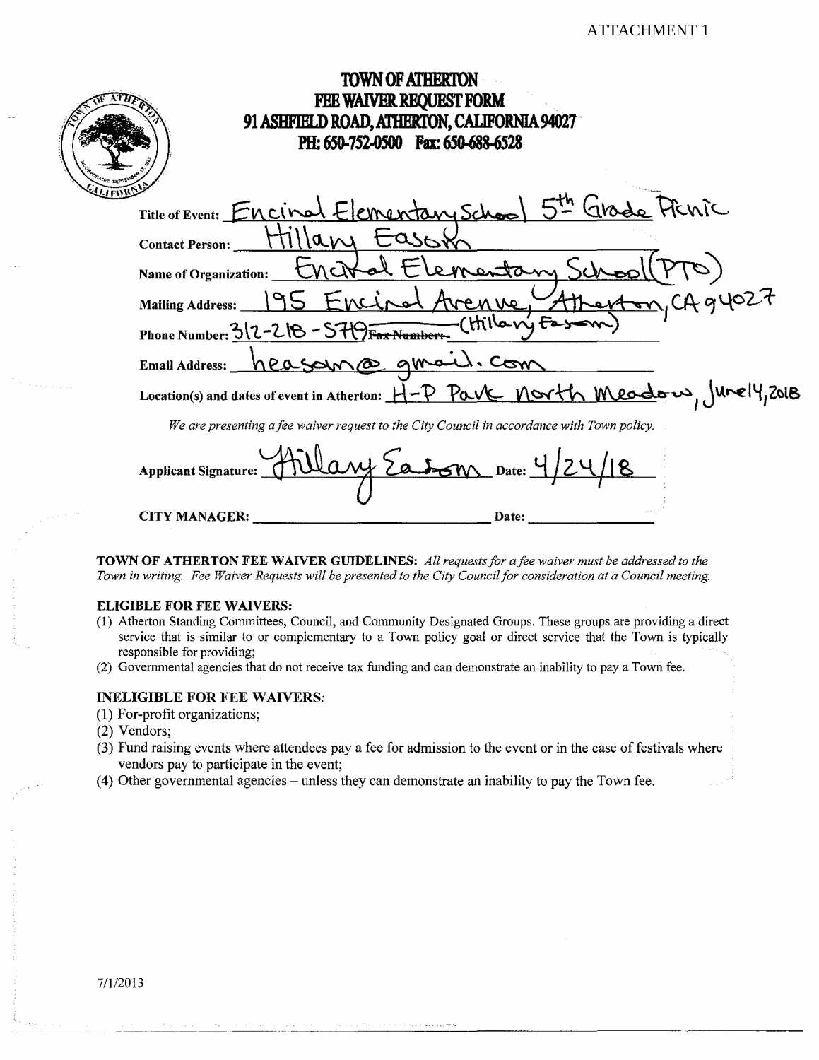ATTACHMENT 1

# TOWN OF ATHERTON
## FEE WAIVER REQUEST FORM
## 91 ASHFIELD ROAD, ATHERTON, CALIFORNIA 94027
## PH: 650-752-0500 Fax: 650-688-6528

**Title of Event:** Encinal Elementary School 5th Grade Picnic

**Contact Person:** Hillary Eason

**Name of Organization:** Encinal Elementary School (PTO)

**Mailing Address:** 195 Encinal Avenue, Atherton, CA 94027

**Phone Number:** 312-218-5719 (Hillary Eason)

**Email Address:** heason@gmail.com

**Location(s) and dates of event in Atherton:** H-P Park North Meadow, June 14, 2018

*We are presenting a fee waiver request to the City Council in accordance with Town policy.*

**Applicant Signature:** Hillary Eason **Date:** 4/24/18

**CITY MANAGER:** ______________________ **Date:** ____________

**TOWN OF ATHERTON FEE WAIVER GUIDELINES:** *All requests for a fee waiver must be addressed to the Town in writing. Fee Waiver Requests will be presented to the City Council for consideration at a Council meeting.*

### ELIGIBLE FOR FEE WAIVERS:

(1) Atherton Standing Committees, Council, and Community Designated Groups. These groups are providing a direct service that is similar to or complementary to a Town policy goal or direct service that the Town is typically responsible for providing;

(2) Governmental agencies that do not receive tax funding and can demonstrate an inability to pay a Town fee.

### INELIGIBLE FOR FEE WAIVERS:

(1) For-profit organizations;

(2) Vendors;

(3) Fund raising events where attendees pay a fee for admission to the event or in the case of festivals where vendors pay to participate in the event;

(4) Other governmental agencies – unless they can demonstrate an inability to pay the Town fee.

7/1/2013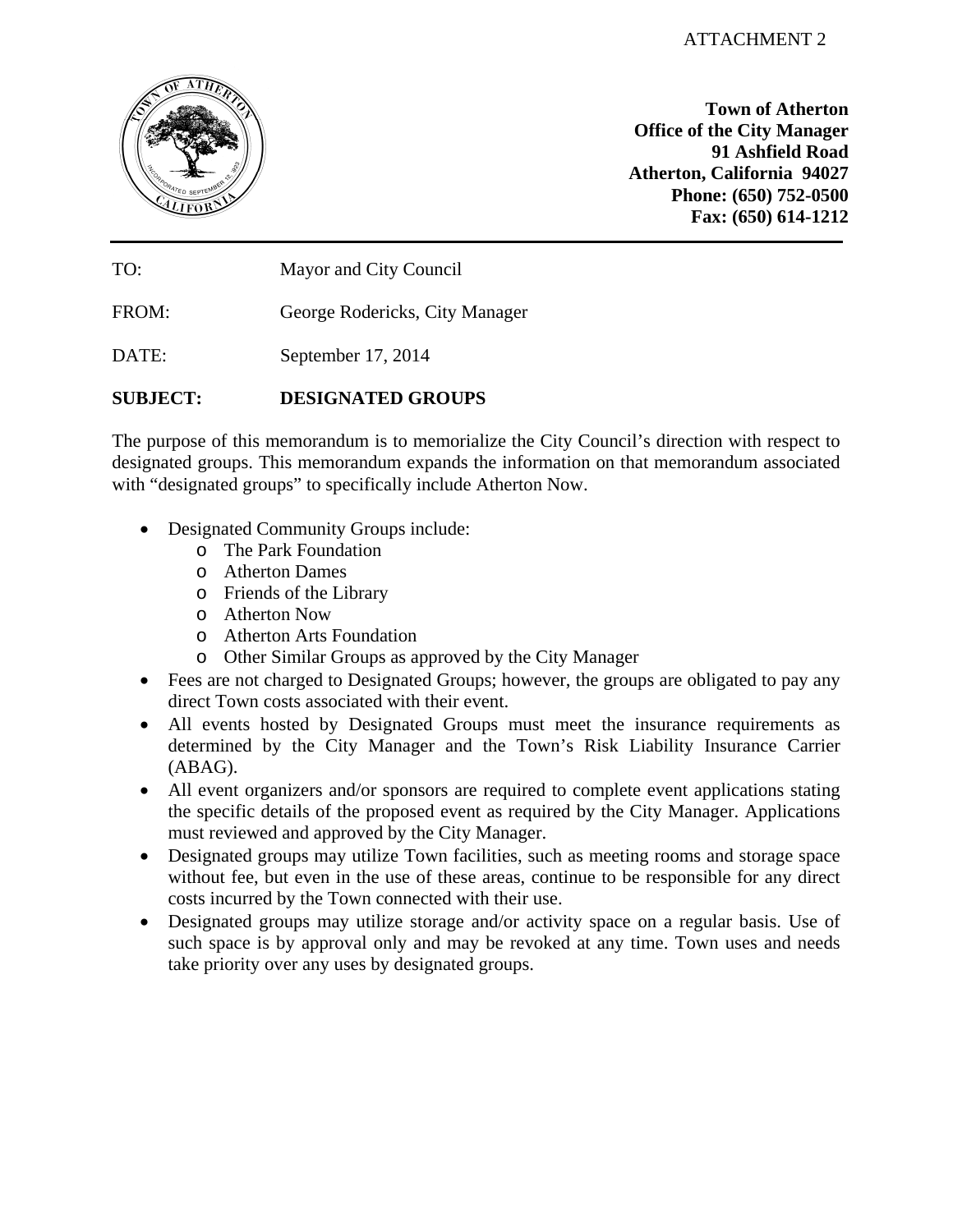ATTACHMENT 2

**Town of Atherton**
**Office of the City Manager**
**91 Ashfield Road**
**Atherton, California 94027**
**Phone: (650) 752-0500**
**Fax: (650) 614-1212**

---

TO: Mayor and City Council

FROM: George Rodericks, City Manager

DATE: September 17, 2014

**SUBJECT: DESIGNATED GROUPS**

The purpose of this memorandum is to memorialize the City Council's direction with respect to designated groups. This memorandum expands the information on that memorandum associated with "designated groups" to specifically include Atherton Now.

- Designated Community Groups include:
  - The Park Foundation
  - Atherton Dames
  - Friends of the Library
  - Atherton Now
  - Atherton Arts Foundation
  - Other Similar Groups as approved by the City Manager
- Fees are not charged to Designated Groups; however, the groups are obligated to pay any direct Town costs associated with their event.
- All events hosted by Designated Groups must meet the insurance requirements as determined by the City Manager and the Town's Risk Liability Insurance Carrier (ABAG).
- All event organizers and/or sponsors are required to complete event applications stating the specific details of the proposed event as required by the City Manager. Applications must reviewed and approved by the City Manager.
- Designated groups may utilize Town facilities, such as meeting rooms and storage space without fee, but even in the use of these areas, continue to be responsible for any direct costs incurred by the Town connected with their use.
- Designated groups may utilize storage and/or activity space on a regular basis. Use of such space is by approval only and may be revoked at any time. Town uses and needs take priority over any uses by designated groups.